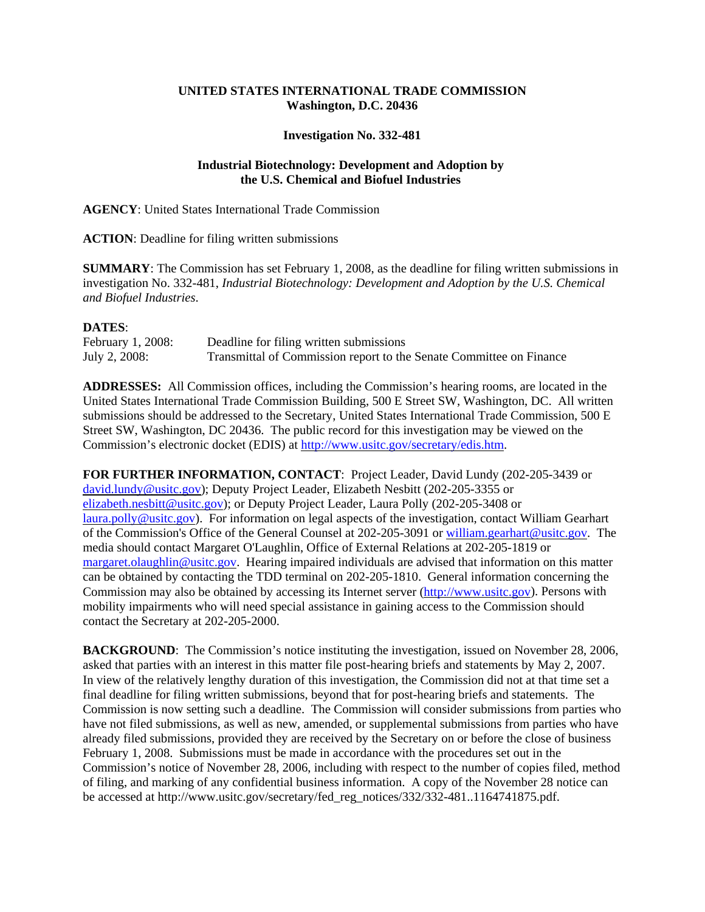**UNITED STATES INTERNATIONAL TRADE COMMISSION**
**Washington, D.C. 20436**

**Investigation No. 332-481**

**Industrial Biotechnology: Development and Adoption by the U.S. Chemical and Biofuel Industries**

**AGENCY**: United States International Trade Commission

**ACTION**: Deadline for filing written submissions

**SUMMARY**: The Commission has set February 1, 2008, as the deadline for filing written submissions in investigation No. 332-481, *Industrial Biotechnology: Development and Adoption by the U.S. Chemical and Biofuel Industries*.

**DATES**:

| | |
|---|---|
| February 1, 2008: | Deadline for filing written submissions |
| July 2, 2008: | Transmittal of Commission report to the Senate Committee on Finance |

**ADDRESSES:** All Commission offices, including the Commission's hearing rooms, are located in the United States International Trade Commission Building, 500 E Street SW, Washington, DC. All written submissions should be addressed to the Secretary, United States International Trade Commission, 500 E Street SW, Washington, DC 20436. The public record for this investigation may be viewed on the Commission's electronic docket (EDIS) at http://www.usitc.gov/secretary/edis.htm.

**FOR FURTHER INFORMATION, CONTACT**: Project Leader, David Lundy (202-205-3439 or david.lundy@usitc.gov); Deputy Project Leader, Elizabeth Nesbitt (202-205-3355 or elizabeth.nesbitt@usitc.gov); or Deputy Project Leader, Laura Polly (202-205-3408 or laura.polly@usitc.gov). For information on legal aspects of the investigation, contact William Gearhart of the Commission's Office of the General Counsel at 202-205-3091 or william.gearhart@usitc.gov. The media should contact Margaret O'Laughlin, Office of External Relations at 202-205-1819 or margaret.olaughlin@usitc.gov. Hearing impaired individuals are advised that information on this matter can be obtained by contacting the TDD terminal on 202-205-1810. General information concerning the Commission may also be obtained by accessing its Internet server (http://www.usitc.gov). Persons with mobility impairments who will need special assistance in gaining access to the Commission should contact the Secretary at 202-205-2000.

**BACKGROUND**: The Commission's notice instituting the investigation, issued on November 28, 2006, asked that parties with an interest in this matter file post-hearing briefs and statements by May 2, 2007. In view of the relatively lengthy duration of this investigation, the Commission did not at that time set a final deadline for filing written submissions, beyond that for post-hearing briefs and statements. The Commission is now setting such a deadline. The Commission will consider submissions from parties who have not filed submissions, as well as new, amended, or supplemental submissions from parties who have already filed submissions, provided they are received by the Secretary on or before the close of business February 1, 2008. Submissions must be made in accordance with the procedures set out in the Commission's notice of November 28, 2006, including with respect to the number of copies filed, method of filing, and marking of any confidential business information. A copy of the November 28 notice can be accessed at http://www.usitc.gov/secretary/fed_reg_notices/332/332-481..1164741875.pdf.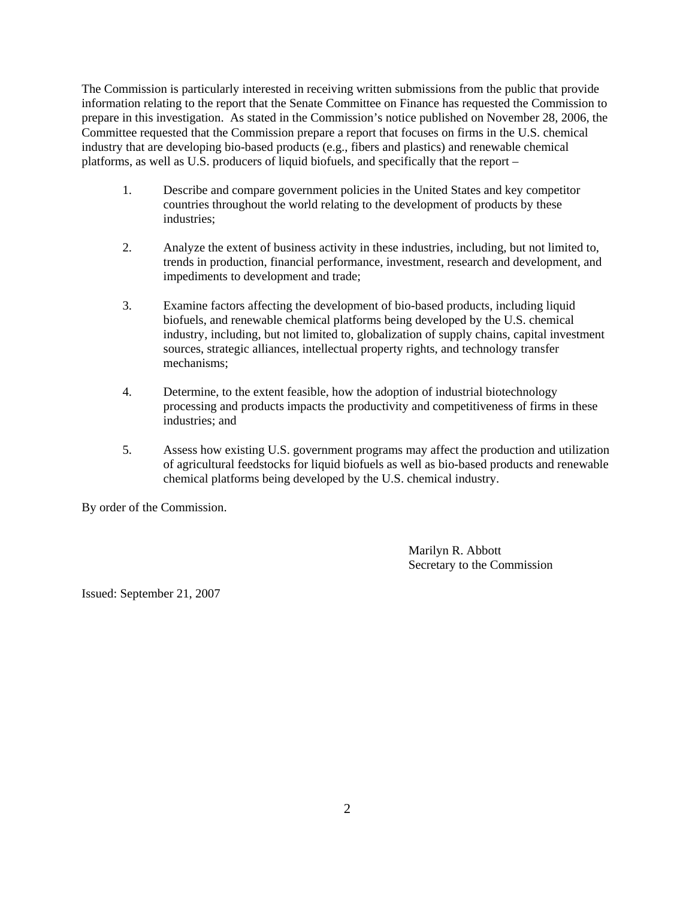The Commission is particularly interested in receiving written submissions from the public that provide information relating to the report that the Senate Committee on Finance has requested the Commission to prepare in this investigation. As stated in the Commission's notice published on November 28, 2006, the Committee requested that the Commission prepare a report that focuses on firms in the U.S. chemical industry that are developing bio-based products (e.g., fibers and plastics) and renewable chemical platforms, as well as U.S. producers of liquid biofuels, and specifically that the report –

1. Describe and compare government policies in the United States and key competitor countries throughout the world relating to the development of products by these industries;

2. Analyze the extent of business activity in these industries, including, but not limited to, trends in production, financial performance, investment, research and development, and impediments to development and trade;

3. Examine factors affecting the development of bio-based products, including liquid biofuels, and renewable chemical platforms being developed by the U.S. chemical industry, including, but not limited to, globalization of supply chains, capital investment sources, strategic alliances, intellectual property rights, and technology transfer mechanisms;

4. Determine, to the extent feasible, how the adoption of industrial biotechnology processing and products impacts the productivity and competitiveness of firms in these industries; and

5. Assess how existing U.S. government programs may affect the production and utilization of agricultural feedstocks for liquid biofuels as well as bio-based products and renewable chemical platforms being developed by the U.S. chemical industry.

By order of the Commission.

Marilyn R. Abbott
Secretary to the Commission

Issued: September 21, 2007